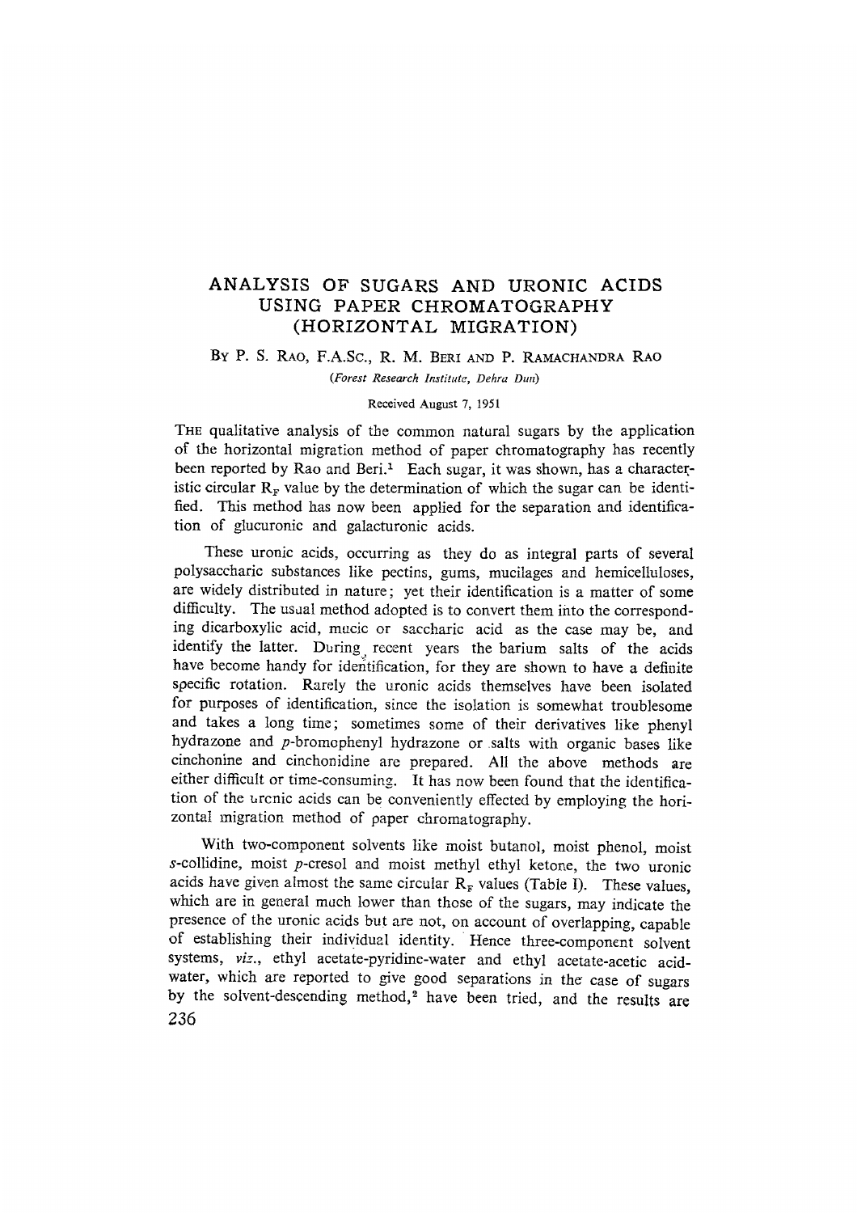# ANALYSIS OF SUGARS AND URONIC ACIDS USING PAPER CHROMATOGRAPHY (HORIZONTAL MIGRATION)

By P. S. Rao, F.A.Sc., R. M. Beri and P. Ramachandra Rao

*(Forest Research Institute, Dehra Dun)*

Received August 7, 1951

The qualitative analysis of the common natural sugars by the application of the horizontal migration method of paper chromatography has recently been reported by Rao and Beri.[1] Each sugar, it was shown, has a characteristic circular $R_F$ value by the determination of which the sugar can be identified. This method has now been applied for the separation and identification of glucuronic and galacturonic acids.

These uronic acids, occurring as they do as integral parts of several polysaccharic substances like pectins, gums, mucilages and hemicelluloses, are widely distributed in nature; yet their identification is a matter of some difficulty. The usual method adopted is to convert them into the corresponding dicarboxylic acid, mucic or saccharic acid as the case may be, and identify the latter. During recent years the barium salts of the acids have become handy for identification, for they are shown to have a definite specific rotation. Rarely the uronic acids themselves have been isolated for purposes of identification, since the isolation is somewhat troublesome and takes a long time; sometimes some of their derivatives like phenyl hydrazone and *p*-bromophenyl hydrazone or salts with organic bases like cinchonine and cinchonidine are prepared. All the above methods are either difficult or time-consuming. It has now been found that the identification of the uronic acids can be conveniently effected by employing the horizontal migration method of paper chromatography.

With two-component solvents like moist butanol, moist phenol, moist *s*-collidine, moist *p*-cresol and moist methyl ethyl ketone, the two uronic acids have given almost the same circular $R_F$ values (Table I). These values, which are in general much lower than those of the sugars, may indicate the presence of the uronic acids but are not, on account of overlapping, capable of establishing their individual identity. Hence three-component solvent systems, *viz.*, ethyl acetate-pyridine-water and ethyl acetate-acetic acid-water, which are reported to give good separations in the case of sugars by the solvent-descending method,[2] have been tried, and the results are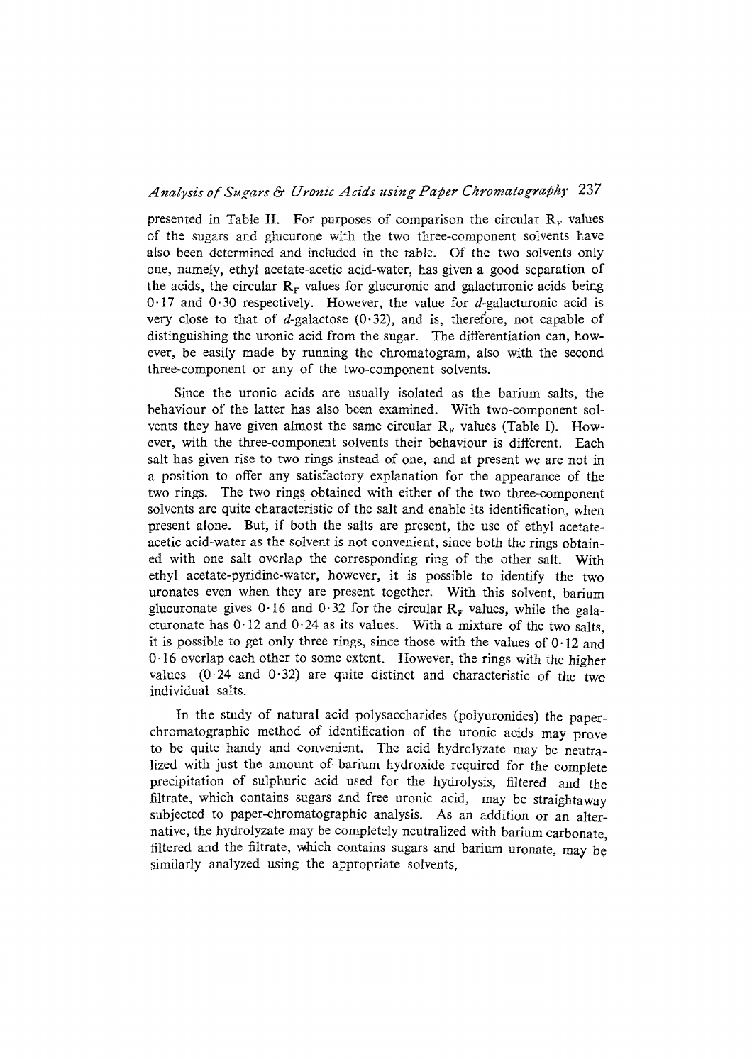presented in Table II. For purposes of comparison the circular $R_F$ values of the sugars and glucurone with the two three-component solvents have also been determined and included in the table. Of the two solvents only one, namely, ethyl acetate-acetic acid-water, has given a good separation of the acids, the circular $R_F$ values for glucuronic and galacturonic acids being 0·17 and 0·30 respectively. However, the value for *d*-galacturonic acid is very close to that of *d*-galactose (0·32), and is, therefore, not capable of distinguishing the uronic acid from the sugar. The differentiation can, however, be easily made by running the chromatogram, also with the second three-component or any of the two-component solvents.

Since the uronic acids are usually isolated as the barium salts, the behaviour of the latter has also been examined. With two-component solvents they have given almost the same circular $R_F$ values (Table I). However, with the three-component solvents their behaviour is different. Each salt has given rise to two rings instead of one, and at present we are not in a position to offer any satisfactory explanation for the appearance of the two rings. The two rings obtained with either of the two three-component solvents are quite characteristic of the salt and enable its identification, when present alone. But, if both the salts are present, the use of ethyl acetate-acetic acid-water as the solvent is not convenient, since both the rings obtained with one salt overlap the corresponding ring of the other salt. With ethyl acetate-pyridine-water, however, it is possible to identify the two uronates even when they are present together. With this solvent, barium glucuronate gives 0·16 and 0·32 for the circular $R_F$ values, while the galacturonate has 0·12 and 0·24 as its values. With a mixture of the two salts, it is possible to get only three rings, since those with the values of 0·12 and 0·16 overlap each other to some extent. However, the rings with the higher values (0·24 and 0·32) are quite distinct and characteristic of the two individual salts.

In the study of natural acid polysaccharides (polyuronides) the paper-chromatographic method of identification of the uronic acids may prove to be quite handy and convenient. The acid hydrolyzate may be neutralized with just the amount of barium hydroxide required for the complete precipitation of sulphuric acid used for the hydrolysis, filtered and the filtrate, which contains sugars and free uronic acid, may be straightaway subjected to paper-chromatographic analysis. As an addition or an alternative, the hydrolyzate may be completely neutralized with barium carbonate, filtered and the filtrate, which contains sugars and barium uronate, may be similarly analyzed using the appropriate solvents,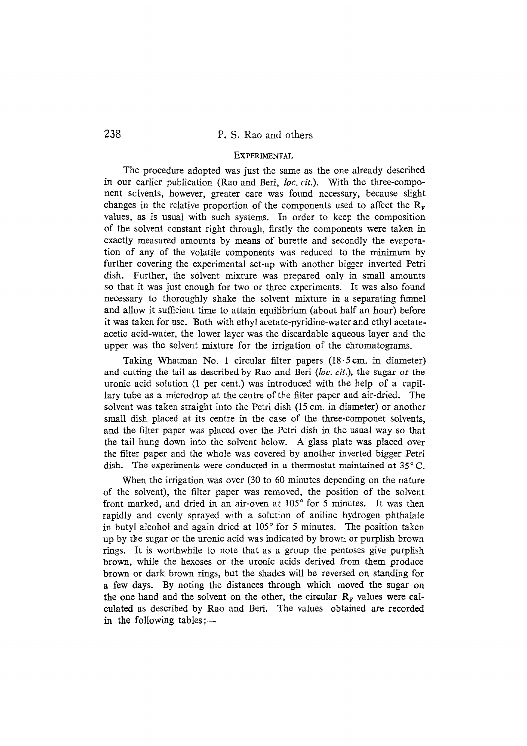## EXPERIMENTAL

The procedure adopted was just the same as the one already described in our earlier publication (Rao and Beri, *loc. cit.*). With the three-component solvents, however, greater care was found necessary, because slight changes in the relative proportion of the components used to affect the $R_F$ values, as is usual with such systems. In order to keep the composition of the solvent constant right through, firstly the components were taken in exactly measured amounts by means of burette and secondly the evaporation of any of the volatile components was reduced to the minimum by further covering the experimental set-up with another bigger inverted Petri dish. Further, the solvent mixture was prepared only in small amounts so that it was just enough for two or three experiments. It was also found necessary to thoroughly shake the solvent mixture in a separating funnel and allow it sufficient time to attain equilibrium (about half an hour) before it was taken for use. Both with ethyl acetate-pyridine-water and ethyl acetate-acetic acid-water, the lower layer was the discardable aqueous layer and the upper was the solvent mixture for the irrigation of the chromatograms.

Taking Whatman No. 1 circular filter papers (18·5 cm. in diameter) and cutting the tail as described by Rao and Beri (*loc. cit.*), the sugar or the uronic acid solution (1 per cent.) was introduced with the help of a capillary tube as a microdrop at the centre of the filter paper and air-dried. The solvent was taken straight into the Petri dish (15 cm. in diameter) or another small dish placed at its centre in the case of the three-componet solvents, and the filter paper was placed over the Petri dish in the usual way so that the tail hung down into the solvent below. A glass plate was placed over the filter paper and the whole was covered by another inverted bigger Petri dish. The experiments were conducted in a thermostat maintained at 35° C.

When the irrigation was over (30 to 60 minutes depending on the nature of the solvent), the filter paper was removed, the position of the solvent front marked, and dried in an air-oven at 105° for 5 minutes. It was then rapidly and evenly sprayed with a solution of aniline hydrogen phthalate in butyl alcohol and again dried at 105° for 5 minutes. The position taken up by the sugar or the uronic acid was indicated by brown or purplish brown rings. It is worthwhile to note that as a group the pentoses give purplish brown, while the hexoses or the uronic acids derived from them produce brown or dark brown rings, but the shades will be reversed on standing for a few days. By noting the distances through which moved the sugar on the one hand and the solvent on the other, the circular $R_F$ values were calculated as described by Rao and Beri. The values obtained are recorded in the following tables;—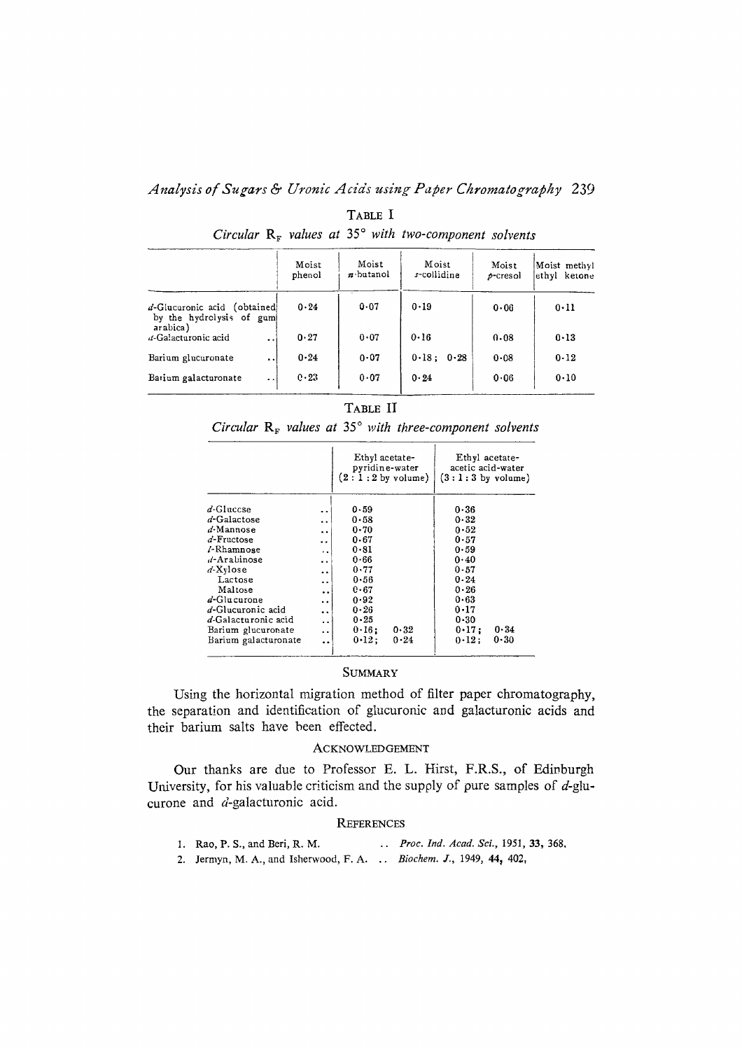TABLE I

*Circular* $R_F$ *values at* 35° *with two-component solvents*

| | Moist phenol | Moist *n*-butanol | Moist *s*-collidine | Moist *p*-cresol | Moist methyl ethyl ketone |
|---|---|---|---|---|---|
| *d*-Glucuronic acid (obtained by the hydrolysis of gum arabica) | 0·24 | 0·07 | 0·19 | 0·06 | 0·11 |
| *d*-Galacturonic acid .. | 0·27 | 0·07 | 0·16 | 0·08 | 0·13 |
| Barium glucuronate .. | 0·24 | 0·07 | 0·18; 0·28 | 0·08 | 0·12 |
| Barium galacturonate .. | 0·23 | 0·07 | 0·24 | 0·06 | 0·10 |

TABLE II

*Circular* $R_F$ *values at* 35° *with three-component solvents*

| | Ethyl acetate-pyridine-water (2 : 1 : 2 by volume) | Ethyl acetate-acetic acid-water (3 : 1 : 3 by volume) |
|---|---|---|
| *d*-Glucose .. | 0·59 | 0·36 |
| *d*-Galactose .. | 0·58 | 0·32 |
| *d*-Mannose .. | 0·70 | 0·52 |
| *d*-Fructose .. | 0·67 | 0·57 |
| *l*-Rhamnose .. | 0·81 | 0·59 |
| *d*-Arabinose .. | 0·66 | 0·40 |
| *d*-Xylose .. | 0·77 | 0·57 |
| Lactose .. | 0·56 | 0·24 |
| Maltose .. | 0·67 | 0·26 |
| *d*-Glucurone .. | 0·92 | 0·63 |
| *d*-Glucuronic acid .. | 0·26 | 0·17 |
| *d*-Galacturonic acid .. | 0·25 | 0·30 |
| Barium glucuronate .. | 0·16; 0·32 | 0·17; 0·34 |
| Barium galacturonate .. | 0·12; 0·24 | 0·12; 0·30 |

## SUMMARY

Using the horizontal migration method of filter paper chromatography, the separation and identification of glucuronic and galacturonic acids and their barium salts have been effected.

## ACKNOWLEDGEMENT

Our thanks are due to Professor E. L. Hirst, F.R.S., of Edinburgh University, for his valuable criticism and the supply of pure samples of *d*-glucurone and *d*-galacturonic acid.

## REFERENCES

1. Rao, P. S., and Beri, R. M. .. *Proc. Ind. Acad. Sci.*, 1951, **33**, 368.
2. Jermyn, M. A., and Isherwood, F. A. .. *Biochem. J.*, 1949, **44**, 402.